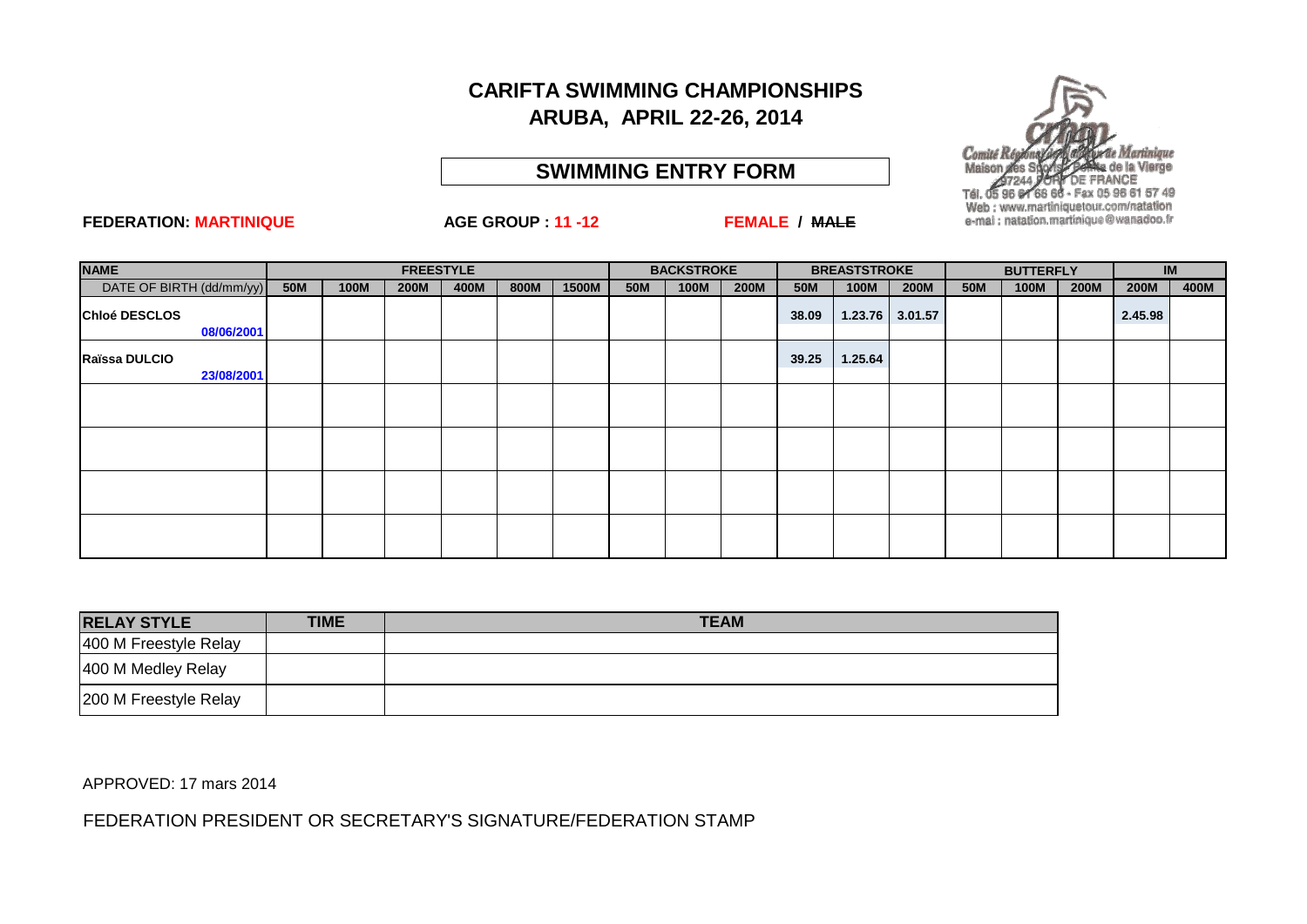# CARIFTA SWIMMING CHAMPIONSHIPS
## ARUBA, APRIL 22-26, 2014

## SWIMMING ENTRY FORM

Comité Régional de Natation de Martinique
Maison des Sports - Pointe de la Vierge
97244 FORT DE FRANCE
Tél. 05 96 61 68 66 - Fax 05 96 61 57 49
Web : www.martiniquetour.com/natation
e-mail : natation.martinique@wanadoo.fr

**FEDERATION: MARTINIQUE** **AGE GROUP : 11 -12** **FEMALE / ~~MALE~~**

| NAME | FREESTYLE | | | | | | BACKSTROKE | | | BREASTSTROKE | | | BUTTERFLY | | | IM | |
|---|---|---|---|---|---|---|---|---|---|---|---|---|---|---|---|---|---|
| DATE OF BIRTH (dd/mm/yy) | 50M | 100M | 200M | 400M | 800M | 1500M | 50M | 100M | 200M | 50M | 100M | 200M | 50M | 100M | 200M | 200M | 400M |
| **Chloé DESCLOS** 08/06/2001 | | | | | | | | | | 38.09 | 1.23.76 | 3.01.57 | | | | 2.45.98 | |
| **Raïssa DULCIO** 23/08/2001 | | | | | | | | | | 39.25 | 1.25.64 | | | | | | |
| | | | | | | | | | | | | | | | | | |
| | | | | | | | | | | | | | | | | | |
| | | | | | | | | | | | | | | | | | |
| | | | | | | | | | | | | | | | | | |

| RELAY STYLE | TIME | TEAM |
|---|---|---|
| 400 M Freestyle Relay | | |
| 400 M Medley Relay | | |
| 200 M Freestyle Relay | | |

APPROVED: 17 mars 2014

FEDERATION PRESIDENT OR SECRETARY'S SIGNATURE/FEDERATION STAMP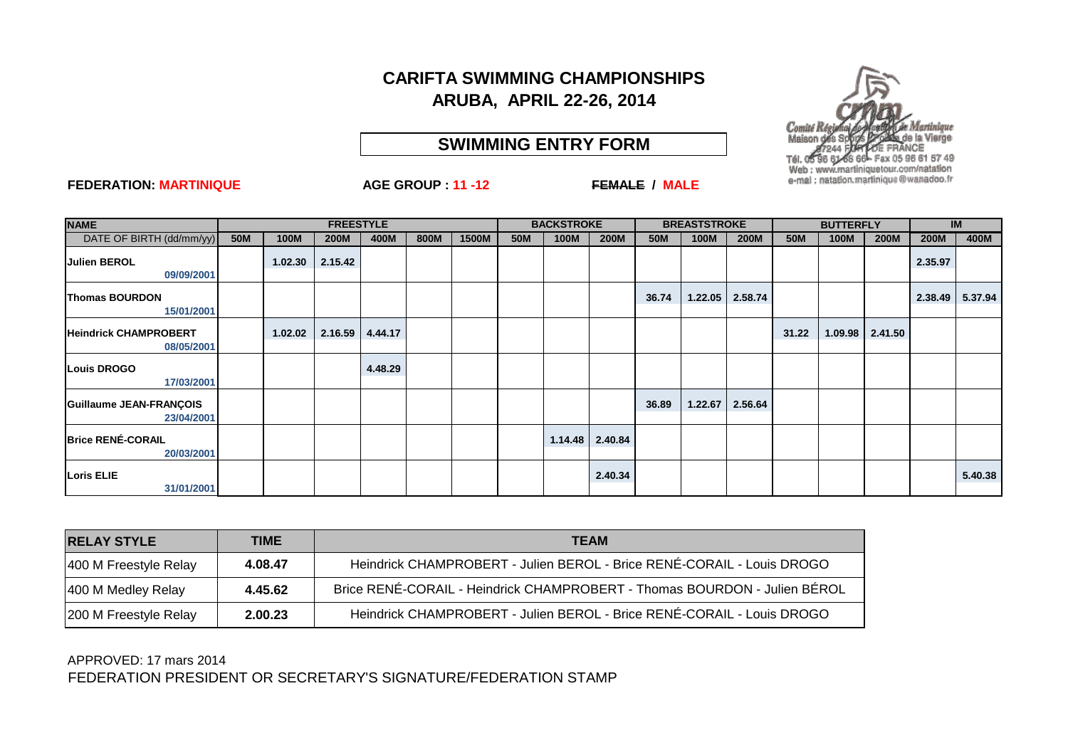# CARIFTA SWIMMING CHAMPIONSHIPS
## ARUBA, APRIL 22-26, 2014

## SWIMMING ENTRY FORM

Comité Régional de Natation de Martinique
Maison des Sports Pointe de la Vierge
97244 FORT DE FRANCE
Tél. 05 96 61 65 66 - Fax 05 96 61 57 49
Web : www.martiniquetour.com/natation
e-mail : natation.martinique@wanadoo.fr

**FEDERATION: MARTINIQUE** **AGE GROUP : 11 -12** ~~FEMALE~~ / **MALE**

| NAME | FREESTYLE | | | | | | BACKSTROKE | | | BREASTSTROKE | | | BUTTERFLY | | | IM | |
|---|---|---|---|---|---|---|---|---|---|---|---|---|---|---|---|---|---|
| DATE OF BIRTH (dd/mm/yy) | 50M | 100M | 200M | 400M | 800M | 1500M | 50M | 100M | 200M | 50M | 100M | 200M | 50M | 100M | 200M | 200M | 400M |
| **Julien BEROL** 09/09/2001 | | 1.02.30 | 2.15.42 | | | | | | | | | | | | | 2.35.97 | |
| **Thomas BOURDON** 15/01/2001 | | | | | | | | | | 36.74 | 1.22.05 | 2.58.74 | | | | 2.38.49 | 5.37.94 |
| **Heindrick CHAMPROBERT** 08/05/2001 | | 1.02.02 | 2.16.59 | 4.44.17 | | | | | | | | | 31.22 | 1.09.98 | 2.41.50 | | |
| **Louis DROGO** 17/03/2001 | | | | 4.48.29 | | | | | | | | | | | | | |
| **Guillaume JEAN-FRANÇOIS** 23/04/2001 | | | | | | | | | | 36.89 | 1.22.67 | 2.56.64 | | | | | |
| **Brice RENÉ-CORAIL** 20/03/2001 | | | | | | | | 1.14.48 | 2.40.84 | | | | | | | | |
| **Loris ELIE** 31/01/2001 | | | | | | | | | 2.40.34 | | | | | | | | 5.40.38 |

| RELAY STYLE | TIME | TEAM |
|---|---|---|
| 400 M Freestyle Relay | 4.08.47 | Heindrick CHAMPROBERT - Julien BEROL - Brice RENÉ-CORAIL - Louis DROGO |
| 400 M Medley Relay | 4.45.62 | Brice RENÉ-CORAIL - Heindrick CHAMPROBERT - Thomas BOURDON - Julien BÉROL |
| 200 M Freestyle Relay | 2.00.23 | Heindrick CHAMPROBERT - Julien BEROL - Brice RENÉ-CORAIL - Louis DROGO |

APPROVED: 17 mars 2014
FEDERATION PRESIDENT OR SECRETARY'S SIGNATURE/FEDERATION STAMP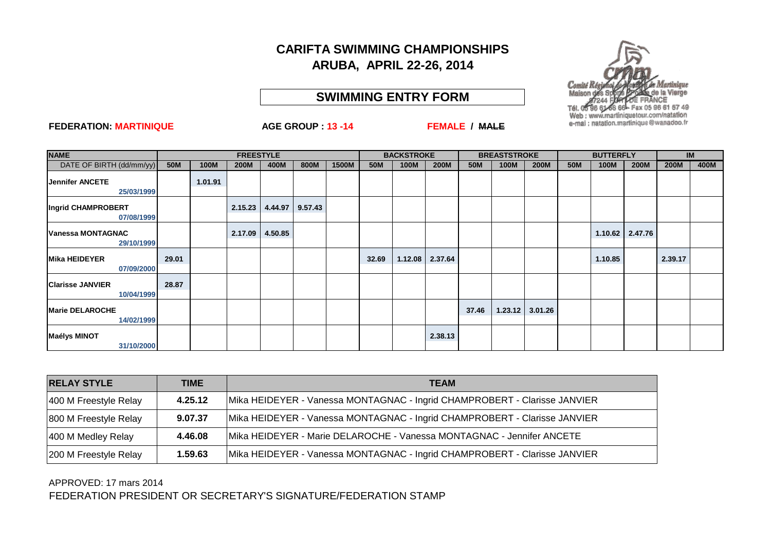# CARIFTA SWIMMING CHAMPIONSHIPS

## ARUBA, APRIL 22-26, 2014

## SWIMMING ENTRY FORM

Comité Régional de Natation de Martinique
Maison des Sports Pointe de la Vierge
97244 FORT DE FRANCE
Tél. 05 96 61 68 66 - Fax 05 96 61 57 49
Web : www.martiniquetour.com/natation
e-mail : natation.martinique@wanadoo.fr

**FEDERATION: MARTINIQUE** **AGE GROUP : 13 -14** **FEMALE / ~~MALE~~**

| NAME | FREESTYLE | | | | | | BACKSTROKE | | | BREASTSTROKE | | | BUTTERFLY | | | IM | |
|---|---|---|---|---|---|---|---|---|---|---|---|---|---|---|---|---|---|
| DATE OF BIRTH (dd/mm/yy) | 50M | 100M | 200M | 400M | 800M | 1500M | 50M | 100M | 200M | 50M | 100M | 200M | 50M | 100M | 200M | 200M | 400M |
| **Jennifer ANCETE** 25/03/1999 | | 1.01.91 | | | | | | | | | | | | | | | |
| **Ingrid CHAMPROBERT** 07/08/1999 | | | 2.15.23 | 4.44.97 | 9.57.43 | | | | | | | | | | | | |
| **Vanessa MONTAGNAC** 29/10/1999 | | | 2.17.09 | 4.50.85 | | | | | | | | | | 1.10.62 | 2.47.76 | | |
| **Mika HEIDEYER** 07/09/2000 | 29.01 | | | | | | 32.69 | 1.12.08 | 2.37.64 | | | | | 1.10.85 | | 2.39.17 | |
| **Clarisse JANVIER** 10/04/1999 | 28.87 | | | | | | | | | | | | | | | | |
| **Marie DELAROCHE** 14/02/1999 | | | | | | | | | | 37.46 | 1.23.12 | 3.01.26 | | | | | |
| **Maélys MINOT** 31/10/2000 | | | | | | | | | 2.38.13 | | | | | | | | |

| RELAY STYLE | TIME | TEAM |
|---|---|---|
| 400 M Freestyle Relay | 4.25.12 | Mika HEIDEYER - Vanessa MONTAGNAC - Ingrid CHAMPROBERT - Clarisse JANVIER |
| 800 M Freestyle Relay | 9.07.37 | Mika HEIDEYER - Vanessa MONTAGNAC - Ingrid CHAMPROBERT - Clarisse JANVIER |
| 400 M Medley Relay | 4.46.08 | Mika HEIDEYER - Marie DELAROCHE - Vanessa MONTAGNAC - Jennifer ANCETE |
| 200 M Freestyle Relay | 1.59.63 | Mika HEIDEYER - Vanessa MONTAGNAC - Ingrid CHAMPROBERT - Clarisse JANVIER |

APPROVED: 17 mars 2014

FEDERATION PRESIDENT OR SECRETARY'S SIGNATURE/FEDERATION STAMP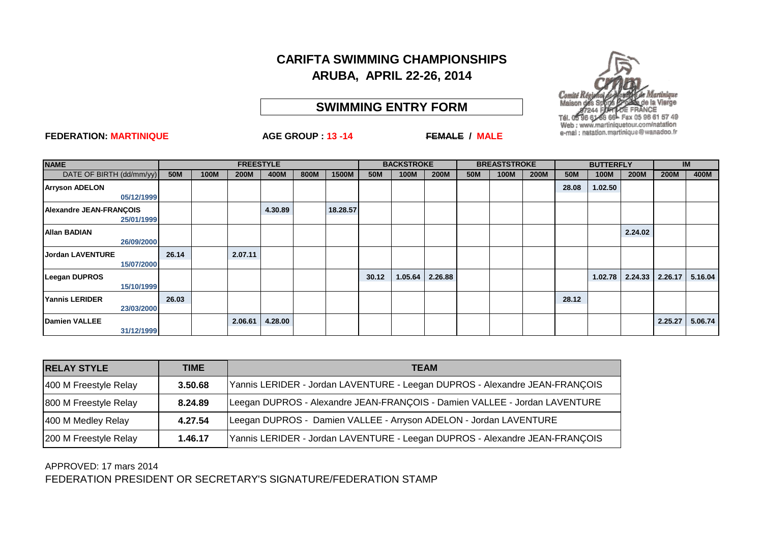# CARIFTA SWIMMING CHAMPIONSHIPS

## ARUBA, APRIL 22-26, 2014

### SWIMMING ENTRY FORM

Comité Régional de Natation de Martinique
Maison des Sports Pointe de la Vierge
97244 FORT DE FRANCE
Tél. 05 96 61 68 66 - Fax 05 96 61 57 49
Web : www.martiniquetour.com/natation
e-mail : natation.martinique@wanadoo.fr

**FEDERATION: MARTINIQUE** **AGE GROUP : 13 -14** ~~**FEMALE**~~ **/ MALE**

| NAME | FREESTYLE | | | | | | BACKSTROKE | | | BREASTSTROKE | | | BUTTERFLY | | | IM | |
|---|---|---|---|---|---|---|---|---|---|---|---|---|---|---|---|---|---|
| DATE OF BIRTH (dd/mm/yy) | 50M | 100M | 200M | 400M | 800M | 1500M | 50M | 100M | 200M | 50M | 100M | 200M | 50M | 100M | 200M | 200M | 400M |
| **Arryson ADELON** 05/12/1999 | | | | | | | | | | | | | 28.08 | 1.02.50 | | | |
| **Alexandre JEAN-FRANÇOIS** 25/01/1999 | | | | 4.30.89 | | 18.28.57 | | | | | | | | | | | |
| **Allan BADIAN** 26/09/2000 | | | | | | | | | | | | | | | 2.24.02 | | |
| **Jordan LAVENTURE** 15/07/2000 | 26.14 | | 2.07.11 | | | | | | | | | | | | | | |
| **Leegan DUPROS** 15/10/1999 | | | | | | | 30.12 | 1.05.64 | 2.26.88 | | | | | 1.02.78 | 2.24.33 | 2.26.17 | 5.16.04 |
| **Yannis LERIDER** 23/03/2000 | 26.03 | | | | | | | | | | | | 28.12 | | | | |
| **Damien VALLEE** 31/12/1999 | | | 2.06.61 | 4.28.00 | | | | | | | | | | | | 2.25.27 | 5.06.74 |

| RELAY STYLE | TIME | TEAM |
|---|---|---|
| 400 M Freestyle Relay | 3.50.68 | Yannis LERIDER - Jordan LAVENTURE - Leegan DUPROS - Alexandre JEAN-FRANÇOIS |
| 800 M Freestyle Relay | 8.24.89 | Leegan DUPROS - Alexandre JEAN-FRANÇOIS - Damien VALLEE - Jordan LAVENTURE |
| 400 M Medley Relay | 4.27.54 | Leegan DUPROS - Damien VALLEE - Arryson ADELON - Jordan LAVENTURE |
| 200 M Freestyle Relay | 1.46.17 | Yannis LERIDER - Jordan LAVENTURE - Leegan DUPROS - Alexandre JEAN-FRANÇOIS |

APPROVED: 17 mars 2014

FEDERATION PRESIDENT OR SECRETARY'S SIGNATURE/FEDERATION STAMP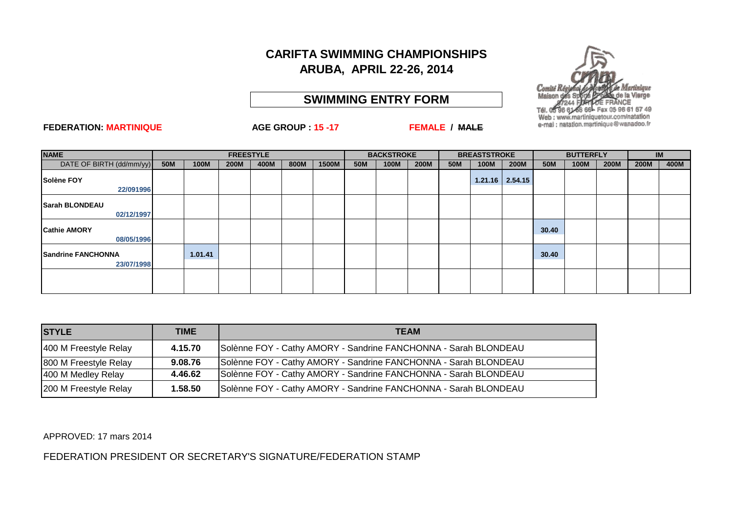# CARIFTA SWIMMING CHAMPIONSHIPS

# ARUBA, APRIL 22-26, 2014

## SWIMMING ENTRY FORM

Comité Régional de Natation de Martinique
Maison des Sports Pointe de la Vierge
97244 FORT DE FRANCE
Tél. 05 96 61 68 66 - Fax 05 96 61 57 49
Web : www.martiniquetour.com/natation
e-mail : natation.martinique@wanadoo.fr

**FEDERATION: MARTINIQUE** **AGE GROUP : 15 -17** **FEMALE / ~~MALE~~**

| NAME | FREESTYLE | | | | | | BACKSTROKE | | | BREASTSTROKE | | | BUTTERFLY | | | IM | |
|---|---|---|---|---|---|---|---|---|---|---|---|---|---|---|---|---|---|
| DATE OF BIRTH (dd/mm/yy) | 50M | 100M | 200M | 400M | 800M | 1500M | 50M | 100M | 200M | 50M | 100M | 200M | 50M | 100M | 200M | 200M | 400M |
| **Solène FOY** 22/091996 | | | | | | | | | | | 1.21.16 | 2.54.15 | | | | | |
| **Sarah BLONDEAU** 02/12/1997 | | | | | | | | | | | | | | | | | |
| **Cathie AMORY** 08/05/1996 | | | | | | | | | | | | | 30.40 | | | | |
| **Sandrine FANCHONNA** 23/07/1998 | | 1.01.41 | | | | | | | | | | | 30.40 | | | | |
| | | | | | | | | | | | | | | | | | |

| STYLE | TIME | TEAM |
|---|---|---|
| 400 M Freestyle Relay | 4.15.70 | Solènne FOY - Cathy AMORY - Sandrine FANCHONNA - Sarah BLONDEAU |
| 800 M Freestyle Relay | 9.08.76 | Solènne FOY - Cathy AMORY - Sandrine FANCHONNA - Sarah BLONDEAU |
| 400 M Medley Relay | 4.46.62 | Solènne FOY - Cathy AMORY - Sandrine FANCHONNA - Sarah BLONDEAU |
| 200 M Freestyle Relay | 1.58.50 | Solènne FOY - Cathy AMORY - Sandrine FANCHONNA - Sarah BLONDEAU |

APPROVED: 17 mars 2014

FEDERATION PRESIDENT OR SECRETARY'S SIGNATURE/FEDERATION STAMP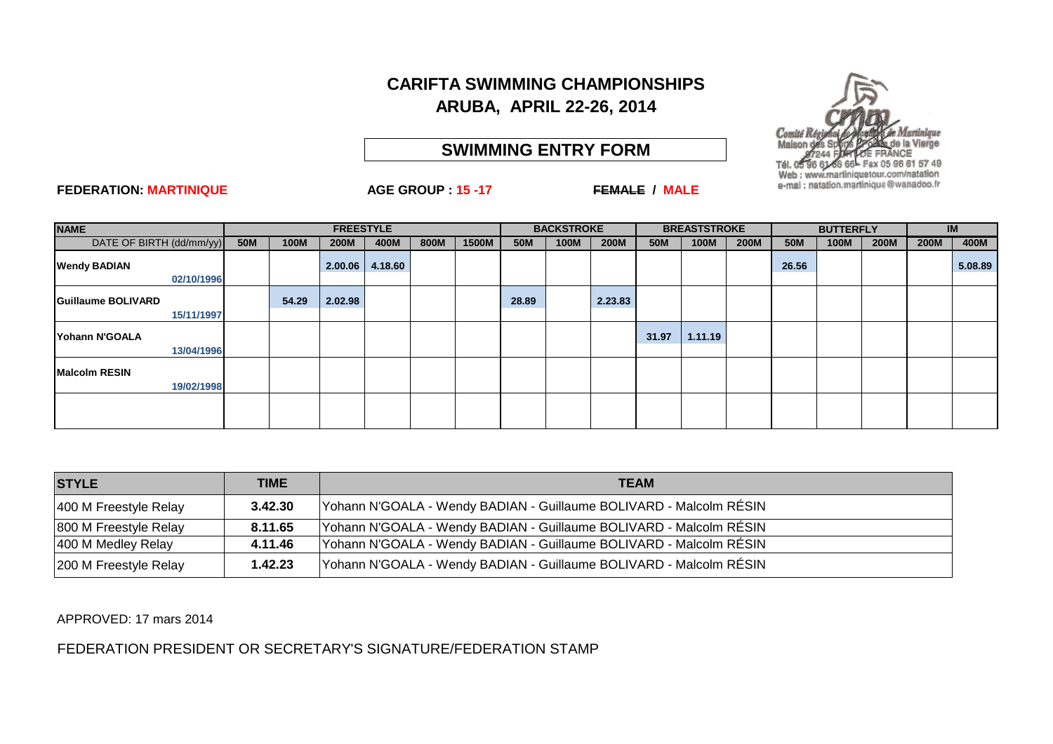# CARIFTA SWIMMING CHAMPIONSHIPS

## ARUBA, APRIL 22-26, 2014

### SWIMMING ENTRY FORM

Comité Régional de Natation de Martinique
Maison des Sports Pointe de la Vierge
97244 FORT-DE-FRANCE
Tél. 05 96 61 66 66 - Fax 05 96 61 57 49
Web : www.martiniquetour.com/natation
e-mail : natation.martinique@wanadoo.fr

**FEDERATION: MARTINIQUE** **AGE GROUP : 15 -17** ~~**FEMALE**~~ **/ MALE**

| NAME | FREESTYLE | | | | | | BACKSTROKE | | | BREASTSTROKE | | | BUTTERFLY | | | IM | |
|---|---|---|---|---|---|---|---|---|---|---|---|---|---|---|---|---|---|
| DATE OF BIRTH (dd/mm/yy) | 50M | 100M | 200M | 400M | 800M | 1500M | 50M | 100M | 200M | 50M | 100M | 200M | 50M | 100M | 200M | 200M | 400M |
| **Wendy BADIAN** 02/10/1996 | | | 2.00.06 | 4.18.60 | | | | | | | | | 26.56 | | | | 5.08.89 |
| **Guillaume BOLIVARD** 15/11/1997 | | 54.29 | 2.02.98 | | | | 28.89 | | 2.23.83 | | | | | | | | |
| **Yohann N'GOALA** 13/04/1996 | | | | | | | | | | 31.97 | 1.11.19 | | | | | | |
| **Malcolm RESIN** 19/02/1998 | | | | | | | | | | | | | | | | | |
| | | | | | | | | | | | | | | | | | |

| STYLE | TIME | TEAM |
|---|---|---|
| 400 M Freestyle Relay | 3.42.30 | Yohann N'GOALA - Wendy BADIAN - Guillaume BOLIVARD - Malcolm RÉSIN |
| 800 M Freestyle Relay | 8.11.65 | Yohann N'GOALA - Wendy BADIAN - Guillaume BOLIVARD - Malcolm RÉSIN |
| 400 M Medley Relay | 4.11.46 | Yohann N'GOALA - Wendy BADIAN - Guillaume BOLIVARD - Malcolm RÉSIN |
| 200 M Freestyle Relay | 1.42.23 | Yohann N'GOALA - Wendy BADIAN - Guillaume BOLIVARD - Malcolm RÉSIN |

APPROVED: 17 mars 2014

FEDERATION PRESIDENT OR SECRETARY'S SIGNATURE/FEDERATION STAMP